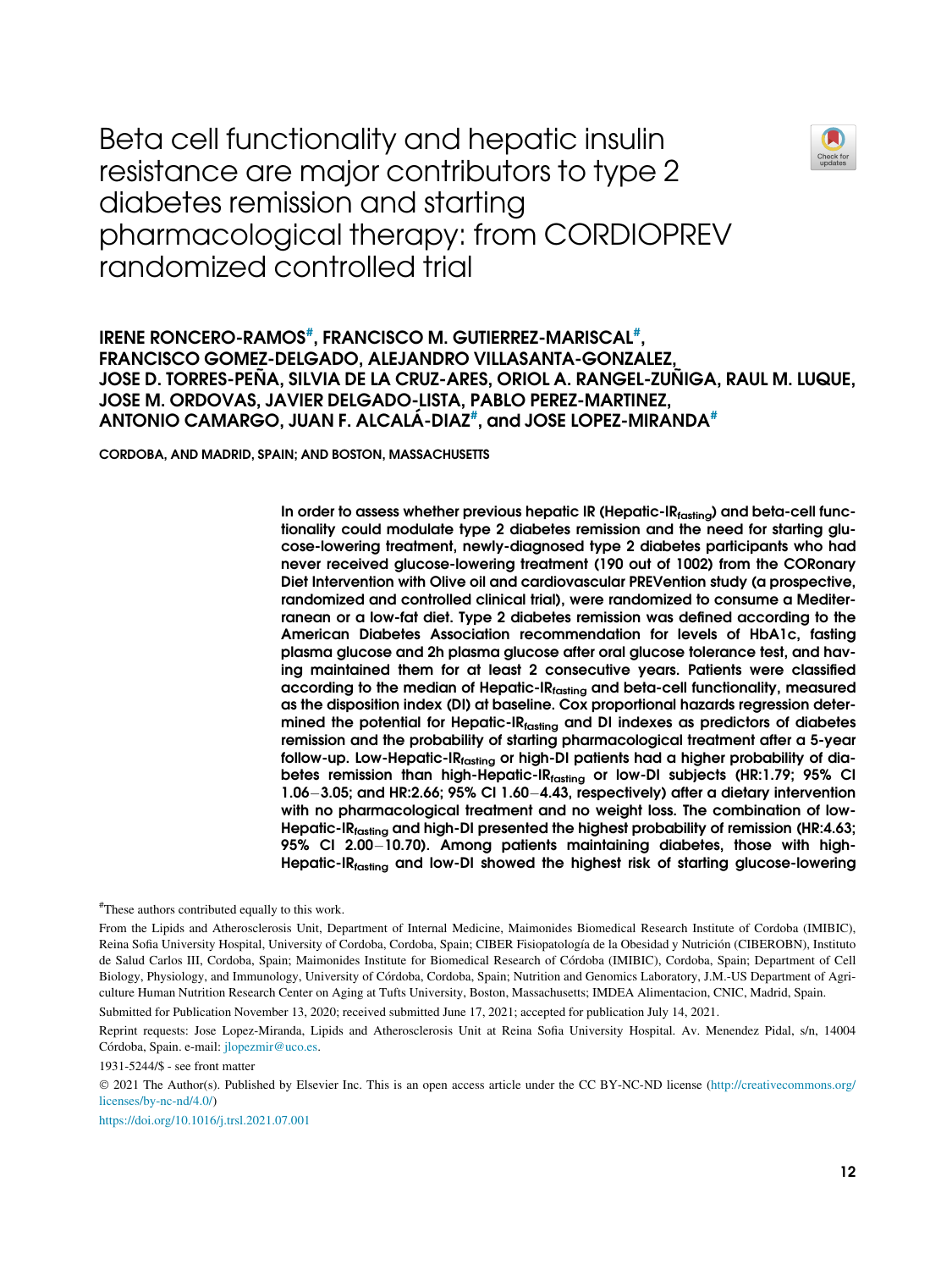# Beta cell functionality and hepatic insulin resistance are major contributors to type 2 diabetes remission and starting pharmacological therapy: from CORDIOPREV randomized controlled trial

**IRENE RONCERO-RAMOS[#], FRANCISCO M. GUTIERREZ-MARISCAL[#], FRANCISCO GOMEZ-DELGADO, ALEJANDRO VILLASANTA-GONZALEZ, JOSE D. TORRES-PEÑA, SILVIA DE LA CRUZ-ARES, ORIOL A. RANGEL-ZUÑIGA, RAUL M. LUQUE, JOSE M. ORDOVAS, JAVIER DELGADO-LISTA, PABLO PEREZ-MARTINEZ, ANTONIO CAMARGO, JUAN F. ALCALÁ-DIAZ[#], and JOSE LOPEZ-MIRANDA[#]**

CORDOBA, AND MADRID, SPAIN; AND BOSTON, MASSACHUSETTS

**In order to assess whether previous hepatic IR (Hepatic-IR$_{fasting}$) and beta-cell functionality could modulate type 2 diabetes remission and the need for starting glucose-lowering treatment, newly-diagnosed type 2 diabetes participants who had never received glucose-lowering treatment (190 out of 1002) from the CORonary Diet Intervention with Olive oil and cardiovascular PREVention study (a prospective, randomized and controlled clinical trial), were randomized to consume a Mediterranean or a low-fat diet. Type 2 diabetes remission was defined according to the American Diabetes Association recommendation for levels of HbA1c, fasting plasma glucose and 2h plasma glucose after oral glucose tolerance test, and having maintained them for at least 2 consecutive years. Patients were classified according to the median of Hepatic-IR$_{fasting}$ and beta-cell functionality, measured as the disposition index (DI) at baseline. Cox proportional hazards regression determined the potential for Hepatic-IR$_{fasting}$ and DI indexes as predictors of diabetes remission and the probability of starting pharmacological treatment after a 5-year follow-up. Low-Hepatic-IR$_{fasting}$ or high-DI patients had a higher probability of diabetes remission than high-Hepatic-IR$_{fasting}$ or low-DI subjects (HR:1.79; 95% CI 1.06−3.05; and HR:2.66; 95% CI 1.60−4.43, respectively) after a dietary intervention with no pharmacological treatment and no weight loss. The combination of low-Hepatic-IR$_{fasting}$ and high-DI presented the highest probability of remission (HR:4.63; 95% CI 2.00−10.70). Among patients maintaining diabetes, those with high-Hepatic-IR$_{fasting}$ and low-DI showed the highest risk of starting glucose-lowering**

[#]These authors contributed equally to this work.

From the Lipids and Atherosclerosis Unit, Department of Internal Medicine, Maimonides Biomedical Research Institute of Cordoba (IMIBIC), Reina Sofia University Hospital, University of Cordoba, Cordoba, Spain; CIBER Fisiopatología de la Obesidad y Nutrición (CIBEROBN), Instituto de Salud Carlos III, Cordoba, Spain; Maimonides Institute for Biomedical Research of Córdoba (IMIBIC), Cordoba, Spain; Department of Cell Biology, Physiology, and Immunology, University of Córdoba, Cordoba, Spain; Nutrition and Genomics Laboratory, J.M.-US Department of Agriculture Human Nutrition Research Center on Aging at Tufts University, Boston, Massachusetts; IMDEA Alimentacion, CNIC, Madrid, Spain.

Submitted for Publication November 13, 2020; received submitted June 17, 2021; accepted for publication July 14, 2021.

Reprint requests: Jose Lopez-Miranda, Lipids and Atherosclerosis Unit at Reina Sofia University Hospital. Av. Menendez Pidal, s/n, 14004 Córdoba, Spain. e-mail: jlopezmir@uco.es.

1931-5244/$ - see front matter

© 2021 The Author(s). Published by Elsevier Inc. This is an open access article under the CC BY-NC-ND license (http://creativecommons.org/licenses/by-nc-nd/4.0/)

https://doi.org/10.1016/j.trsl.2021.07.001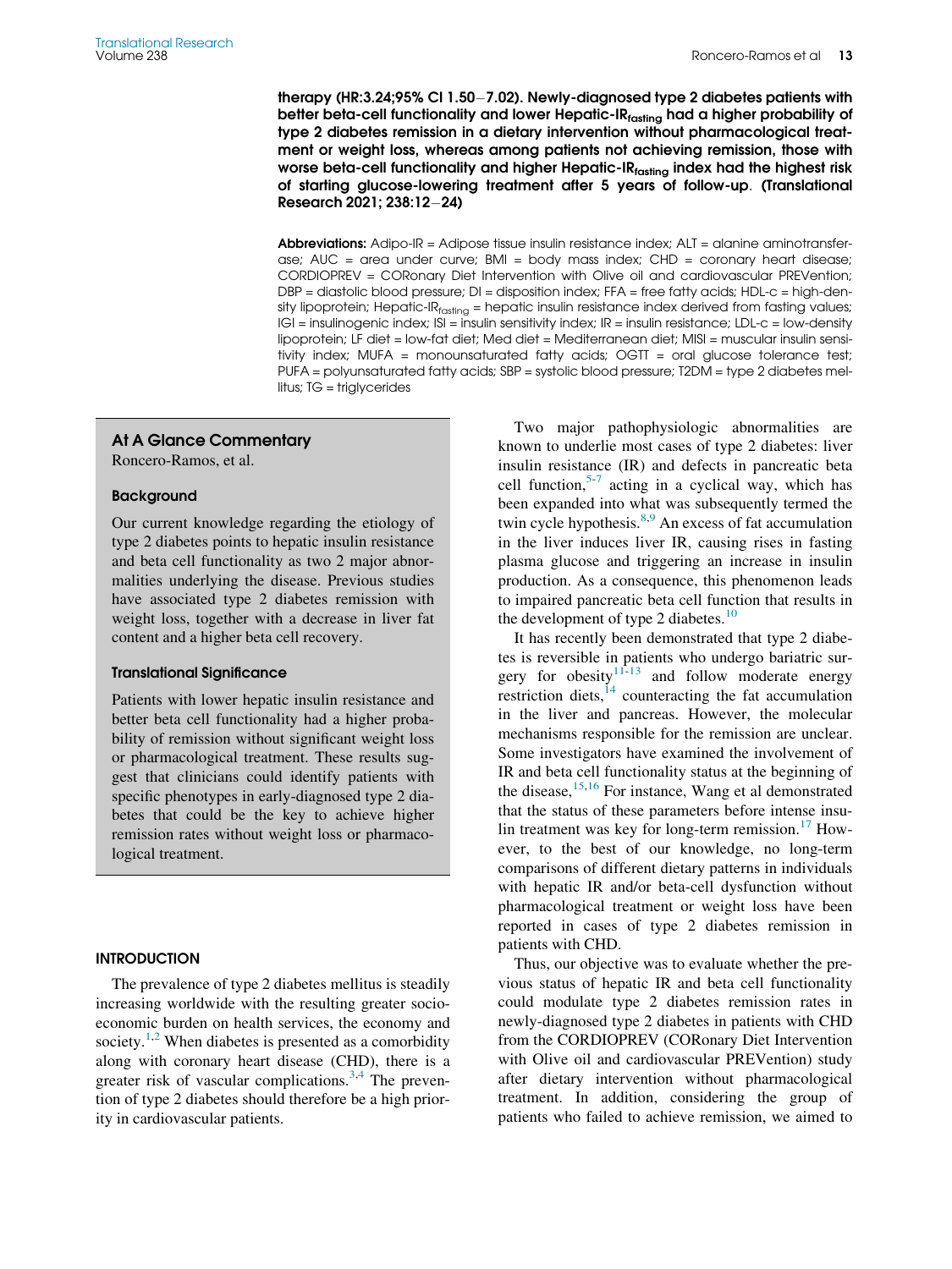**therapy (HR:3.24;95% CI 1.50−7.02). Newly-diagnosed type 2 diabetes patients with better beta-cell functionality and lower Hepatic-$IR_{fasting}$ had a higher probability of type 2 diabetes remission in a dietary intervention without pharmacological treatment or weight loss, whereas among patients not achieving remission, those with worse beta-cell functionality and higher Hepatic-$IR_{fasting}$ index had the highest risk of starting glucose-lowering treatment after 5 years of follow-up. (Translational Research 2021; 238:12−24)**

**Abbreviations:** Adipo-IR = Adipose tissue insulin resistance index; ALT = alanine aminotransferase; AUC = area under curve; BMI = body mass index; CHD = coronary heart disease; CORDIOPREV = CORonary Diet Intervention with Olive oil and cardiovascular PREVention; DBP = diastolic blood pressure; DI = disposition index; FFA = free fatty acids; HDL-c = high-density lipoprotein; Hepatic-$IR_{fasting}$ = hepatic insulin resistance index derived from fasting values; IGI = insulinogenic index; ISI = insulin sensitivity index; IR = insulin resistance; LDL-c = low-density lipoprotein; LF diet = low-fat diet; Med diet = Mediterranean diet; MISI = muscular insulin sensitivity index; MUFA = monounsaturated fatty acids; OGTT = oral glucose tolerance test; PUFA = polyunsaturated fatty acids; SBP = systolic blood pressure; T2DM = type 2 diabetes mellitus; TG = triglycerides

### At A Glance Commentary

Roncero-Ramos, et al.

#### Background

Our current knowledge regarding the etiology of type 2 diabetes points to hepatic insulin resistance and beta cell functionality as two 2 major abnormalities underlying the disease. Previous studies have associated type 2 diabetes remission with weight loss, together with a decrease in liver fat content and a higher beta cell recovery.

#### Translational Significance

Patients with lower hepatic insulin resistance and better beta cell functionality had a higher probability of remission without significant weight loss or pharmacological treatment. These results suggest that clinicians could identify patients with specific phenotypes in early-diagnosed type 2 diabetes that could be the key to achieve higher remission rates without weight loss or pharmacological treatment.

## INTRODUCTION

The prevalence of type 2 diabetes mellitus is steadily increasing worldwide with the resulting greater socioeconomic burden on health services, the economy and society.[1,2] When diabetes is presented as a comorbidity along with coronary heart disease (CHD), there is a greater risk of vascular complications.[3,4] The prevention of type 2 diabetes should therefore be a high priority in cardiovascular patients.

Two major pathophysiologic abnormalities are known to underlie most cases of type 2 diabetes: liver insulin resistance (IR) and defects in pancreatic beta cell function,[5-7] acting in a cyclical way, which has been expanded into what was subsequently termed the twin cycle hypothesis.[8,9] An excess of fat accumulation in the liver induces liver IR, causing rises in fasting plasma glucose and triggering an increase in insulin production. As a consequence, this phenomenon leads to impaired pancreatic beta cell function that results in the development of type 2 diabetes.[10]

It has recently been demonstrated that type 2 diabetes is reversible in patients who undergo bariatric surgery for obesity[11-13] and follow moderate energy restriction diets,[14] counteracting the fat accumulation in the liver and pancreas. However, the molecular mechanisms responsible for the remission are unclear. Some investigators have examined the involvement of IR and beta cell functionality status at the beginning of the disease.[15,16] For instance, Wang et al demonstrated that the status of these parameters before intense insulin treatment was key for long-term remission.[17] However, to the best of our knowledge, no long-term comparisons of different dietary patterns in individuals with hepatic IR and/or beta-cell dysfunction without pharmacological treatment or weight loss have been reported in cases of type 2 diabetes remission in patients with CHD.

Thus, our objective was to evaluate whether the previous status of hepatic IR and beta cell functionality could modulate type 2 diabetes remission rates in newly-diagnosed type 2 diabetes in patients with CHD from the CORDIOPREV (CORonary Diet Intervention with Olive oil and cardiovascular PREVention) study after dietary intervention without pharmacological treatment. In addition, considering the group of patients who failed to achieve remission, we aimed to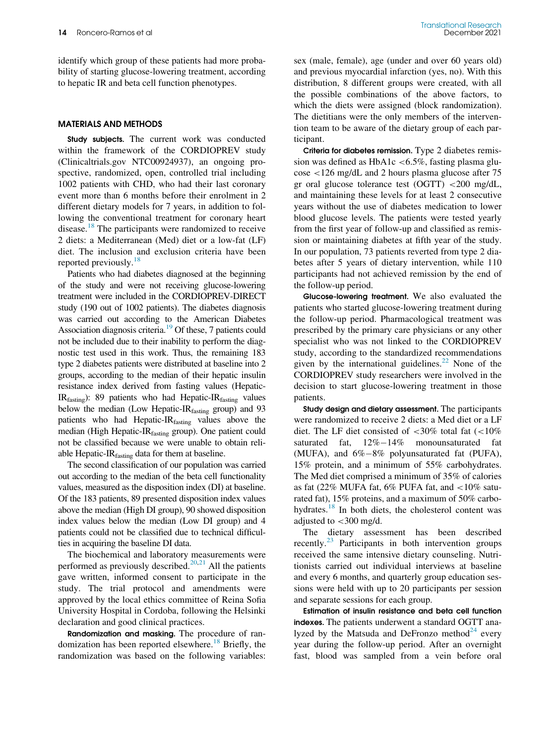identify which group of these patients had more probability of starting glucose-lowering treatment, according to hepatic IR and beta cell function phenotypes.

## MATERIALS AND METHODS

**Study subjects.** The current work was conducted within the framework of the CORDIOPREV study (Clinicaltrials.gov NTC00924937), an ongoing prospective, randomized, open, controlled trial including 1002 patients with CHD, who had their last coronary event more than 6 months before their enrolment in 2 different dietary models for 7 years, in addition to following the conventional treatment for coronary heart disease.[18] The participants were randomized to receive 2 diets: a Mediterranean (Med) diet or a low-fat (LF) diet. The inclusion and exclusion criteria have been reported previously.[18]

Patients who had diabetes diagnosed at the beginning of the study and were not receiving glucose-lowering treatment were included in the CORDIOPREV-DIRECT study (190 out of 1002 patients). The diabetes diagnosis was carried out according to the American Diabetes Association diagnosis criteria.[19] Of these, 7 patients could not be included due to their inability to perform the diagnostic test used in this work. Thus, the remaining 183 type 2 diabetes patients were distributed at baseline into 2 groups, according to the median of their hepatic insulin resistance index derived from fasting values (Hepatic-$IR_{fasting}$): 89 patients who had Hepatic-$IR_{fasting}$ values below the median (Low Hepatic-$IR_{fasting}$ group) and 93 patients who had Hepatic-$IR_{fasting}$ values above the median (High Hepatic-$IR_{fasting}$ group). One patient could not be classified because we were unable to obtain reliable Hepatic-$IR_{fasting}$ data for them at baseline.

The second classification of our population was carried out according to the median of the beta cell functionality values, measured as the disposition index (DI) at baseline. Of the 183 patients, 89 presented disposition index values above the median (High DI group), 90 showed disposition index values below the median (Low DI group) and 4 patients could not be classified due to technical difficulties in acquiring the baseline DI data.

The biochemical and laboratory measurements were performed as previously described.[20,21] All the patients gave written, informed consent to participate in the study. The trial protocol and amendments were approved by the local ethics committee of Reina Sofia University Hospital in Cordoba, following the Helsinki declaration and good clinical practices.

**Randomization and masking.** The procedure of randomization has been reported elsewhere.[18] Briefly, the randomization was based on the following variables: sex (male, female), age (under and over 60 years old) and previous myocardial infarction (yes, no). With this distribution, 8 different groups were created, with all the possible combinations of the above factors, to which the diets were assigned (block randomization). The dietitians were the only members of the intervention team to be aware of the dietary group of each participant.

**Criteria for diabetes remission.** Type 2 diabetes remission was defined as HbA1c <6.5%, fasting plasma glucose <126 mg/dL and 2 hours plasma glucose after 75 gr oral glucose tolerance test (OGTT) <200 mg/dL, and maintaining these levels for at least 2 consecutive years without the use of diabetes medication to lower blood glucose levels. The patients were tested yearly from the first year of follow-up and classified as remission or maintaining diabetes at fifth year of the study. In our population, 73 patients reverted from type 2 diabetes after 5 years of dietary intervention, while 110 participants had not achieved remission by the end of the follow-up period.

**Glucose-lowering treatment.** We also evaluated the patients who started glucose-lowering treatment during the follow-up period. Pharmacological treatment was prescribed by the primary care physicians or any other specialist who was not linked to the CORDIOPREV study, according to the standardized recommendations given by the international guidelines.[22] None of the CORDIOPREV study researchers were involved in the decision to start glucose-lowering treatment in those patients.

**Study design and dietary assessment.** The participants were randomized to receive 2 diets: a Med diet or a LF diet. The LF diet consisted of <30% total fat (<10% saturated fat, 12%−14% monounsaturated fat (MUFA), and 6%−8% polyunsaturated fat (PUFA), 15% protein, and a minimum of 55% carbohydrates. The Med diet comprised a minimum of 35% of calories as fat (22% MUFA fat, 6% PUFA fat, and <10% saturated fat), 15% proteins, and a maximum of 50% carbohydrates.[18] In both diets, the cholesterol content was adjusted to <300 mg/d.

The dietary assessment has been described recently.[23] Participants in both intervention groups received the same intensive dietary counseling. Nutritionists carried out individual interviews at baseline and every 6 months, and quarterly group education sessions were held with up to 20 participants per session and separate sessions for each group.

**Estimation of insulin resistance and beta cell function indexes.** The patients underwent a standard OGTT analyzed by the Matsuda and DeFronzo method[24] every year during the follow-up period. After an overnight fast, blood was sampled from a vein before oral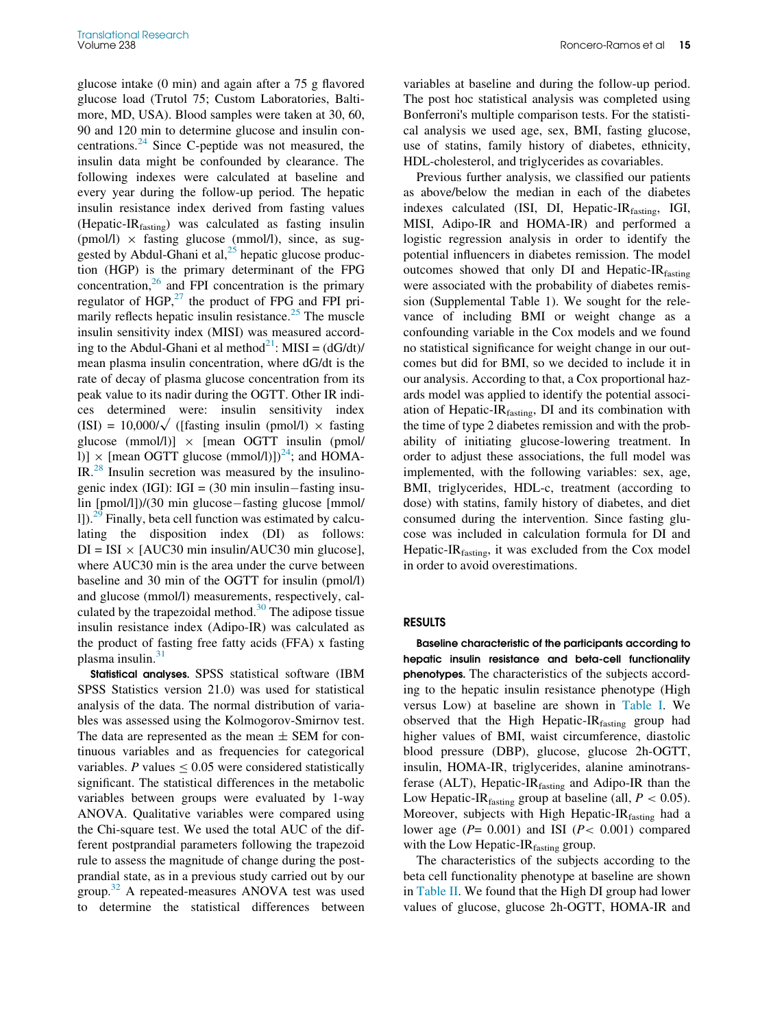glucose intake (0 min) and again after a 75 g flavored glucose load (Trutol 75; Custom Laboratories, Baltimore, MD, USA). Blood samples were taken at 30, 60, 90 and 120 min to determine glucose and insulin concentrations.[24] Since C-peptide was not measured, the insulin data might be confounded by clearance. The following indexes were calculated at baseline and every year during the follow-up period. The hepatic insulin resistance index derived from fasting values ($\text{Hepatic-IR}_{\text{fasting}}$) was calculated as fasting insulin (pmol/l) × fasting glucose (mmol/l), since, as suggested by Abdul-Ghani et al,[25] hepatic glucose production (HGP) is the primary determinant of the FPG concentration,[26] and FPI concentration is the primary regulator of HGP,[27] the product of FPG and FPI primarily reflects hepatic insulin resistance.[25] The muscle insulin sensitivity index (MISI) was measured according to the Abdul-Ghani et al method[21]: MISI = (dG/dt)/mean plasma insulin concentration, where dG/dt is the rate of decay of plasma glucose concentration from its peak value to its nadir during the OGTT. Other IR indices determined were: insulin sensitivity index (ISI) = 10,000/√ ([fasting insulin (pmol/l) × fasting glucose (mmol/l)] × [mean OGTT insulin (pmol/l)] × [mean OGTT glucose (mmol/l)])[24]; and HOMA-IR.[28] Insulin secretion was measured by the insulinogenic index (IGI): IGI = (30 min insulin−fasting insulin [pmol/l])/(30 min glucose−fasting glucose [mmol/l]).[29] Finally, beta cell function was estimated by calculating the disposition index (DI) as follows: DI = ISI × [AUC30 min insulin/AUC30 min glucose], where AUC30 min is the area under the curve between baseline and 30 min of the OGTT for insulin (pmol/l) and glucose (mmol/l) measurements, respectively, calculated by the trapezoidal method.[30] The adipose tissue insulin resistance index (Adipo-IR) was calculated as the product of fasting free fatty acids (FFA) x fasting plasma insulin.[31]

**Statistical analyses.** SPSS statistical software (IBM SPSS Statistics version 21.0) was used for statistical analysis of the data. The normal distribution of variables was assessed using the Kolmogorov-Smirnov test. The data are represented as the mean ± SEM for continuous variables and as frequencies for categorical variables. *P* values $\leq 0.05$ were considered statistically significant. The statistical differences in the metabolic variables between groups were evaluated by 1-way ANOVA. Qualitative variables were compared using the Chi-square test. We used the total AUC of the different postprandial parameters following the trapezoid rule to assess the magnitude of change during the postprandial state, as in a previous study carried out by our group.[32] A repeated-measures ANOVA test was used to determine the statistical differences between variables at baseline and during the follow-up period. The post hoc statistical analysis was completed using Bonferroni's multiple comparison tests. For the statistical analysis we used age, sex, BMI, fasting glucose, use of statins, family history of diabetes, ethnicity, HDL-cholesterol, and triglycerides as covariables.

Previous further analysis, we classified our patients as above/below the median in each of the diabetes indexes calculated (ISI, DI, $\text{Hepatic-IR}_{\text{fasting}}$, IGI, MISI, Adipo-IR and HOMA-IR) and performed a logistic regression analysis in order to identify the potential influencers in diabetes remission. The model outcomes showed that only DI and $\text{Hepatic-IR}_{\text{fasting}}$ were associated with the probability of diabetes remission (Supplemental Table 1). We sought for the relevance of including BMI or weight change as a confounding variable in the Cox models and we found no statistical significance for weight change in our outcomes but did for BMI, so we decided to include it in our analysis. According to that, a Cox proportional hazards model was applied to identify the potential association of $\text{Hepatic-IR}_{\text{fasting}}$, DI and its combination with the time of type 2 diabetes remission and with the probability of initiating glucose-lowering treatment. In order to adjust these associations, the full model was implemented, with the following variables: sex, age, BMI, triglycerides, HDL-c, treatment (according to dose) with statins, family history of diabetes, and diet consumed during the intervention. Since fasting glucose was included in calculation formula for DI and $\text{Hepatic-IR}_{\text{fasting}}$, it was excluded from the Cox model in order to avoid overestimations.

## RESULTS

**Baseline characteristic of the participants according to hepatic insulin resistance and beta-cell functionality phenotypes.** The characteristics of the subjects according to the hepatic insulin resistance phenotype (High versus Low) at baseline are shown in Table I. We observed that the High $\text{Hepatic-IR}_{\text{fasting}}$ group had higher values of BMI, waist circumference, diastolic blood pressure (DBP), glucose, glucose 2h-OGTT, insulin, HOMA-IR, triglycerides, alanine aminotransferase (ALT), $\text{Hepatic-IR}_{\text{fasting}}$ and Adipo-IR than the Low $\text{Hepatic-IR}_{\text{fasting}}$ group at baseline (all, $P < 0.05$). Moreover, subjects with High $\text{Hepatic-IR}_{\text{fasting}}$ had a lower age ($P = 0.001$) and ISI ($P < 0.001$) compared with the Low $\text{Hepatic-IR}_{\text{fasting}}$ group.

The characteristics of the subjects according to the beta cell functionality phenotype at baseline are shown in Table II. We found that the High DI group had lower values of glucose, glucose 2h-OGTT, HOMA-IR and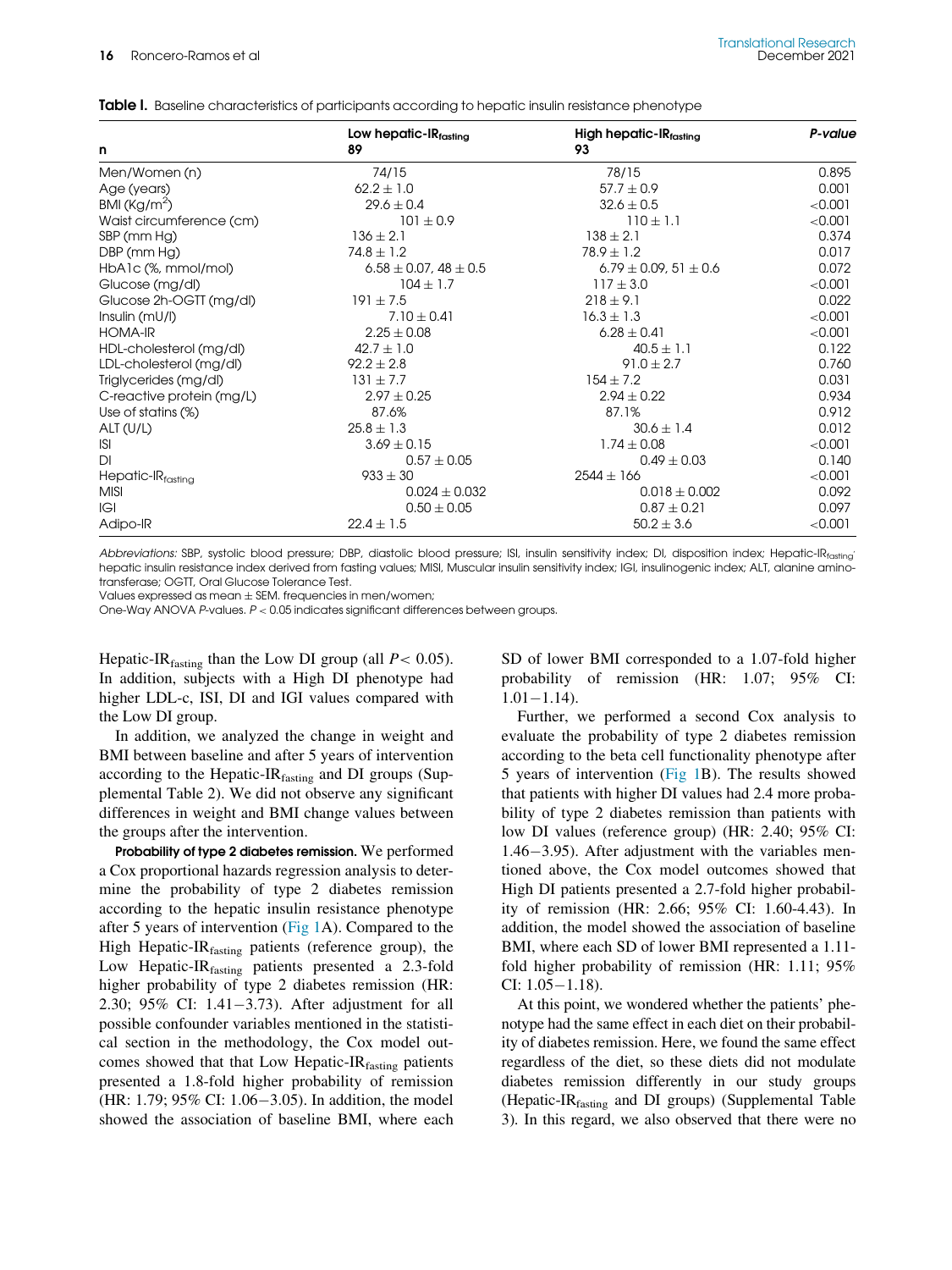**Table I.** Baseline characteristics of participants according to hepatic insulin resistance phenotype

| n | Low hepatic-IR$_{fasting}$ 89 | High hepatic-IR$_{fasting}$ 93 | *P-value* |
|---|---|---|---|
| Men/Women (n) | 74/15 | 78/15 | 0.895 |
| Age (years) | 62.2 ± 1.0 | 57.7 ± 0.9 | 0.001 |
| BMI (Kg/m$^2$) | 29.6 ± 0.4 | 32.6 ± 0.5 | <0.001 |
| Waist circumference (cm) | 101 ± 0.9 | 110 ± 1.1 | <0.001 |
| SBP (mm Hg) | 136 ± 2.1 | 138 ± 2.1 | 0.374 |
| DBP (mm Hg) | 74.8 ± 1.2 | 78.9 ± 1.2 | 0.017 |
| HbA1c (%, mmol/mol) | 6.58 ± 0.07, 48 ± 0.5 | 6.79 ± 0.09, 51 ± 0.6 | 0.072 |
| Glucose (mg/dl) | 104 ± 1.7 | 117 ± 3.0 | <0.001 |
| Glucose 2h-OGTT (mg/dl) | 191 ± 7.5 | 218 ± 9.1 | 0.022 |
| Insulin (mU/l) | 7.10 ± 0.41 | 16.3 ± 1.3 | <0.001 |
| HOMA-IR | 2.25 ± 0.08 | 6.28 ± 0.41 | <0.001 |
| HDL-cholesterol (mg/dl) | 42.7 ± 1.0 | 40.5 ± 1.1 | 0.122 |
| LDL-cholesterol (mg/dl) | 92.2 ± 2.8 | 91.0 ± 2.7 | 0.760 |
| Triglycerides (mg/dl) | 131 ± 7.7 | 154 ± 7.2 | 0.031 |
| C-reactive protein (mg/L) | 2.97 ± 0.25 | 2.94 ± 0.22 | 0.934 |
| Use of statins (%) | 87.6% | 87.1% | 0.912 |
| ALT (U/L) | 25.8 ± 1.3 | 30.6 ± 1.4 | 0.012 |
| ISI | 3.69 ± 0.15 | 1.74 ± 0.08 | <0.001 |
| DI | 0.57 ± 0.05 | 0.49 ± 0.03 | 0.140 |
| Hepatic-IR$_{fasting}$ | 933 ± 30 | 2544 ± 166 | <0.001 |
| MISI | 0.024 ± 0.032 | 0.018 ± 0.002 | 0.092 |
| IGI | 0.50 ± 0.05 | 0.87 ± 0.21 | 0.097 |
| Adipo-IR | 22.4 ± 1.5 | 50.2 ± 3.6 | <0.001 |

*Abbreviations:* SBP, systolic blood pressure; DBP, diastolic blood pressure; ISI, insulin sensitivity index; DI, disposition index; Hepatic-IR$_{fasting}$, hepatic insulin resistance index derived from fasting values; MISI, Muscular insulin sensitivity index; IGI, insulinogenic index; ALT, alanine aminotransferase; OGTT, Oral Glucose Tolerance Test.
Values expressed as mean ± SEM. frequencies in men/women;
One-Way ANOVA *P*-values. $P < 0.05$ indicates significant differences between groups.

Hepatic-IR$_{fasting}$ than the Low DI group (all $P < 0.05$). In addition, subjects with a High DI phenotype had higher LDL-c, ISI, DI and IGI values compared with the Low DI group.

In addition, we analyzed the change in weight and BMI between baseline and after 5 years of intervention according to the Hepatic-IR$_{fasting}$ and DI groups (Supplemental Table 2). We did not observe any significant differences in weight and BMI change values between the groups after the intervention.

**Probability of type 2 diabetes remission.** We performed a Cox proportional hazards regression analysis to determine the probability of type 2 diabetes remission according to the hepatic insulin resistance phenotype after 5 years of intervention (Fig 1A). Compared to the High Hepatic-IR$_{fasting}$ patients (reference group), the Low Hepatic-IR$_{fasting}$ patients presented a 2.3-fold higher probability of type 2 diabetes remission (HR: 2.30; 95% CI: 1.41−3.73). After adjustment for all possible confounder variables mentioned in the statistical section in the methodology, the Cox model outcomes showed that that Low Hepatic-IR$_{fasting}$ patients presented a 1.8-fold higher probability of remission (HR: 1.79; 95% CI: 1.06−3.05). In addition, the model showed the association of baseline BMI, where each SD of lower BMI corresponded to a 1.07-fold higher probability of remission (HR: 1.07; 95% CI: 1.01−1.14).

Further, we performed a second Cox analysis to evaluate the probability of type 2 diabetes remission according to the beta cell functionality phenotype after 5 years of intervention (Fig 1B). The results showed that patients with higher DI values had 2.4 more probability of type 2 diabetes remission than patients with low DI values (reference group) (HR: 2.40; 95% CI: 1.46−3.95). After adjustment with the variables mentioned above, the Cox model outcomes showed that High DI patients presented a 2.7-fold higher probability of remission (HR: 2.66; 95% CI: 1.60-4.43). In addition, the model showed the association of baseline BMI, where each SD of lower BMI represented a 1.11-fold higher probability of remission (HR: 1.11; 95% CI: 1.05−1.18).

At this point, we wondered whether the patients' phenotype had the same effect in each diet on their probability of diabetes remission. Here, we found the same effect regardless of the diet, so these diets did not modulate diabetes remission differently in our study groups (Hepatic-IR$_{fasting}$ and DI groups) (Supplemental Table 3). In this regard, we also observed that there were no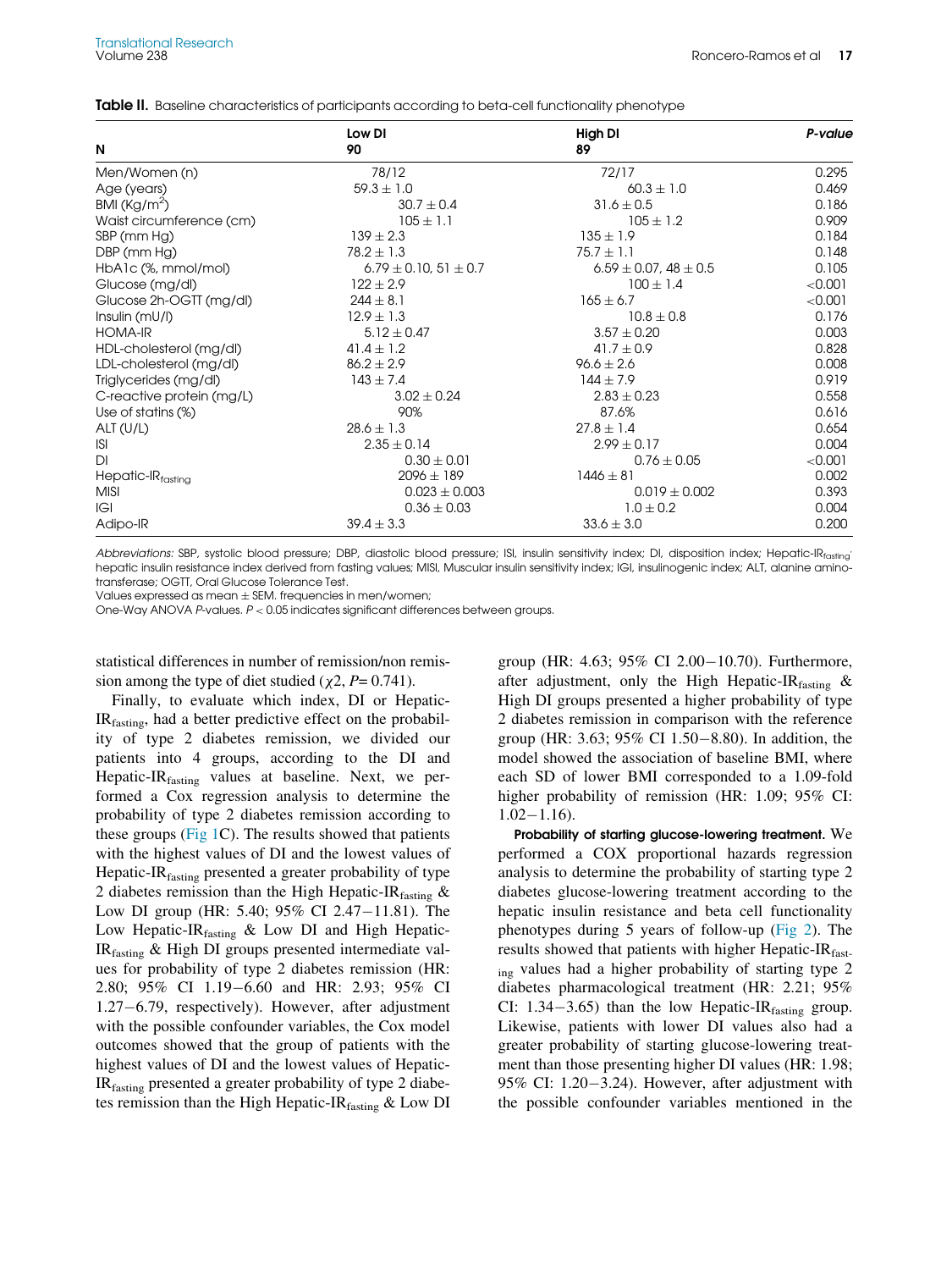**Table II.** Baseline characteristics of participants according to beta-cell functionality phenotype

| N | Low DI 90 | High DI 89 | *P-value* |
|---|---|---|---|
| Men/Women (n) | 78/12 | 72/17 | 0.295 |
| Age (years) | 59.3 ± 1.0 | 60.3 ± 1.0 | 0.469 |
| BMI (Kg/m$^2$) | 30.7 ± 0.4 | 31.6 ± 0.5 | 0.186 |
| Waist circumference (cm) | 105 ± 1.1 | 105 ± 1.2 | 0.909 |
| SBP (mm Hg) | 139 ± 2.3 | 135 ± 1.9 | 0.184 |
| DBP (mm Hg) | 78.2 ± 1.3 | 75.7 ± 1.1 | 0.148 |
| HbA1c (%, mmol/mol) | 6.79 ± 0.10, 51 ± 0.7 | 6.59 ± 0.07, 48 ± 0.5 | 0.105 |
| Glucose (mg/dl) | 122 ± 2.9 | 100 ± 1.4 | <0.001 |
| Glucose 2h-OGTT (mg/dl) | 244 ± 8.1 | 165 ± 6.7 | <0.001 |
| Insulin (mU/l) | 12.9 ± 1.3 | 10.8 ± 0.8 | 0.176 |
| HOMA-IR | 5.12 ± 0.47 | 3.57 ± 0.20 | 0.003 |
| HDL-cholesterol (mg/dl) | 41.4 ± 1.2 | 41.7 ± 0.9 | 0.828 |
| LDL-cholesterol (mg/dl) | 86.2 ± 2.9 | 96.6 ± 2.6 | 0.008 |
| Triglycerides (mg/dl) | 143 ± 7.4 | 144 ± 7.9 | 0.919 |
| C-reactive protein (mg/L) | 3.02 ± 0.24 | 2.83 ± 0.23 | 0.558 |
| Use of statins (%) | 90% | 87.6% | 0.616 |
| ALT (U/L) | 28.6 ± 1.3 | 27.8 ± 1.4 | 0.654 |
| ISI | 2.35 ± 0.14 | 2.99 ± 0.17 | 0.004 |
| DI | 0.30 ± 0.01 | 0.76 ± 0.05 | <0.001 |
| Hepatic-IR$_{fasting}$ | 2096 ± 189 | 1446 ± 81 | 0.002 |
| MISI | 0.023 ± 0.003 | 0.019 ± 0.002 | 0.393 |
| IGI | 0.36 ± 0.03 | 1.0 ± 0.2 | 0.004 |
| Adipo-IR | 39.4 ± 3.3 | 33.6 ± 3.0 | 0.200 |

*Abbreviations:* SBP, systolic blood pressure; DBP, diastolic blood pressure; ISI, insulin sensitivity index; DI, disposition index; Hepatic-IR$_{fasting}$, hepatic insulin resistance index derived from fasting values; MISI, Muscular insulin sensitivity index; IGI, insulinogenic index; ALT, alanine aminotransferase; OGTT, Oral Glucose Tolerance Test.
Values expressed as mean ± SEM. frequencies in men/women;
One-Way ANOVA *P*-values. $P < 0.05$ indicates significant differences between groups.

statistical differences in number of remission/non remission among the type of diet studied ($\chi 2$, $P = 0.741$).

Finally, to evaluate which index, DI or Hepatic-IR$_{fasting}$, had a better predictive effect on the probability of type 2 diabetes remission, we divided our patients into 4 groups, according to the DI and Hepatic-IR$_{fasting}$ values at baseline. Next, we performed a Cox regression analysis to determine the probability of type 2 diabetes remission according to these groups (Fig 1C). The results showed that patients with the highest values of DI and the lowest values of Hepatic-IR$_{fasting}$ presented a greater probability of type 2 diabetes remission than the High Hepatic-IR$_{fasting}$ & Low DI group (HR: 5.40; 95% CI 2.47−11.81). The Low Hepatic-IR$_{fasting}$ & Low DI and High Hepatic-IR$_{fasting}$ & High DI groups presented intermediate values for probability of type 2 diabetes remission (HR: 2.80; 95% CI 1.19−6.60 and HR: 2.93; 95% CI 1.27−6.79, respectively). However, after adjustment with the possible confounder variables, the Cox model outcomes showed that the group of patients with the highest values of DI and the lowest values of Hepatic-IR$_{fasting}$ presented a greater probability of type 2 diabetes remission than the High Hepatic-IR$_{fasting}$ & Low DI group (HR: 4.63; 95% CI 2.00−10.70). Furthermore, after adjustment, only the High Hepatic-IR$_{fasting}$ & High DI groups presented a higher probability of type 2 diabetes remission in comparison with the reference group (HR: 3.63; 95% CI 1.50−8.80). In addition, the model showed the association of baseline BMI, where each SD of lower BMI corresponded to a 1.09-fold higher probability of remission (HR: 1.09; 95% CI: 1.02−1.16).

**Probability of starting glucose-lowering treatment.** We performed a COX proportional hazards regression analysis to determine the probability of starting type 2 diabetes glucose-lowering treatment according to the hepatic insulin resistance and beta cell functionality phenotypes during 5 years of follow-up (Fig 2). The results showed that patients with higher Hepatic-IR$_{fasting}$ values had a higher probability of starting type 2 diabetes pharmacological treatment (HR: 2.21; 95% CI: 1.34−3.65) than the low Hepatic-IR$_{fasting}$ group. Likewise, patients with lower DI values also had a greater probability of starting glucose-lowering treatment than those presenting higher DI values (HR: 1.98; 95% CI: 1.20−3.24). However, after adjustment with the possible confounder variables mentioned in the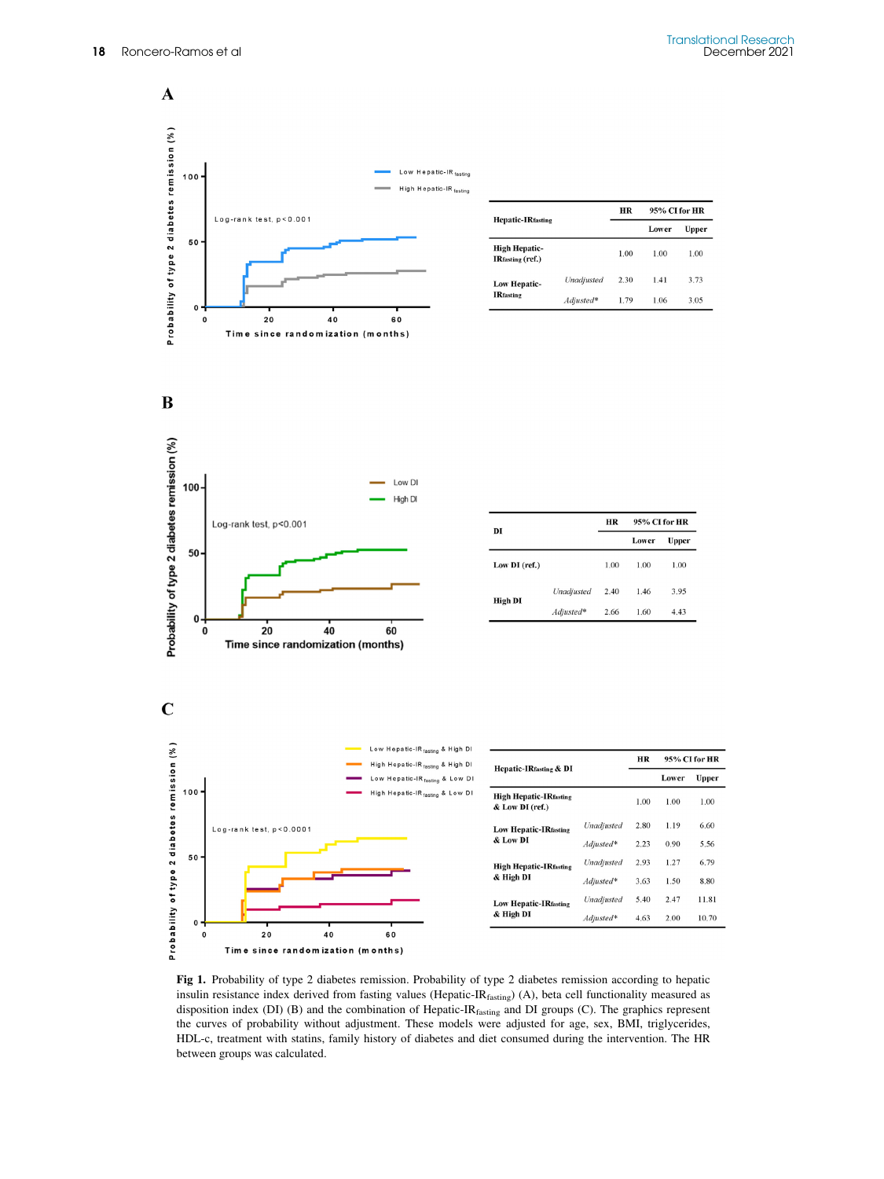A

| Hepatic-IR$_{fasting}$ | | HR | 95% CI for HR | |
|---|---|---|---|---|
| | | | Lower | Upper |
| High Hepatic-IR$_{fasting}$ (ref.) | | 1.00 | 1.00 | 1.00 |
| Low Hepatic-IR$_{fasting}$ | *Unadjusted* | 2.30 | 1.41 | 3.73 |
| | *Adjusted** | 1.79 | 1.06 | 3.05 |

B

| DI | | HR | 95% CI for HR | |
|---|---|---|---|---|
| | | | Lower | Upper |
| Low DI (ref.) | | 1.00 | 1.00 | 1.00 |
| High DI | *Unadjusted* | 2.40 | 1.46 | 3.95 |
| | *Adjusted** | 2.66 | 1.60 | 4.43 |

C

| Hepatic-IR$_{fasting}$ & DI | | HR | 95% CI for HR | |
|---|---|---|---|---|
| | | | Lower | Upper |
| High Hepatic-IR$_{fasting}$ & Low DI (ref.) | | 1.00 | 1.00 | 1.00 |
| Low Hepatic-IR$_{fasting}$ & Low DI | *Unadjusted* | 2.80 | 1.19 | 6.60 |
| | *Adjusted** | 2.23 | 0.90 | 5.56 |
| High Hepatic-IR$_{fasting}$ & High DI | *Unadjusted* | 2.93 | 1.27 | 6.79 |
| | *Adjusted** | 3.63 | 1.50 | 8.80 |
| Low Hepatic-IR$_{fasting}$ & High DI | *Unadjusted* | 5.40 | 2.47 | 11.81 |
| | *Adjusted** | 4.63 | 2.00 | 10.70 |

**Fig 1.** Probability of type 2 diabetes remission. Probability of type 2 diabetes remission according to hepatic insulin resistance index derived from fasting values (Hepatic-IR$_{fasting}$) (A), beta cell functionality measured as disposition index (DI) (B) and the combination of Hepatic-IR$_{fasting}$ and DI groups (C). The graphics represent the curves of probability without adjustment. These models were adjusted for age, sex, BMI, triglycerides, HDL-c, treatment with statins, family history of diabetes and diet consumed during the intervention. The HR between groups was calculated.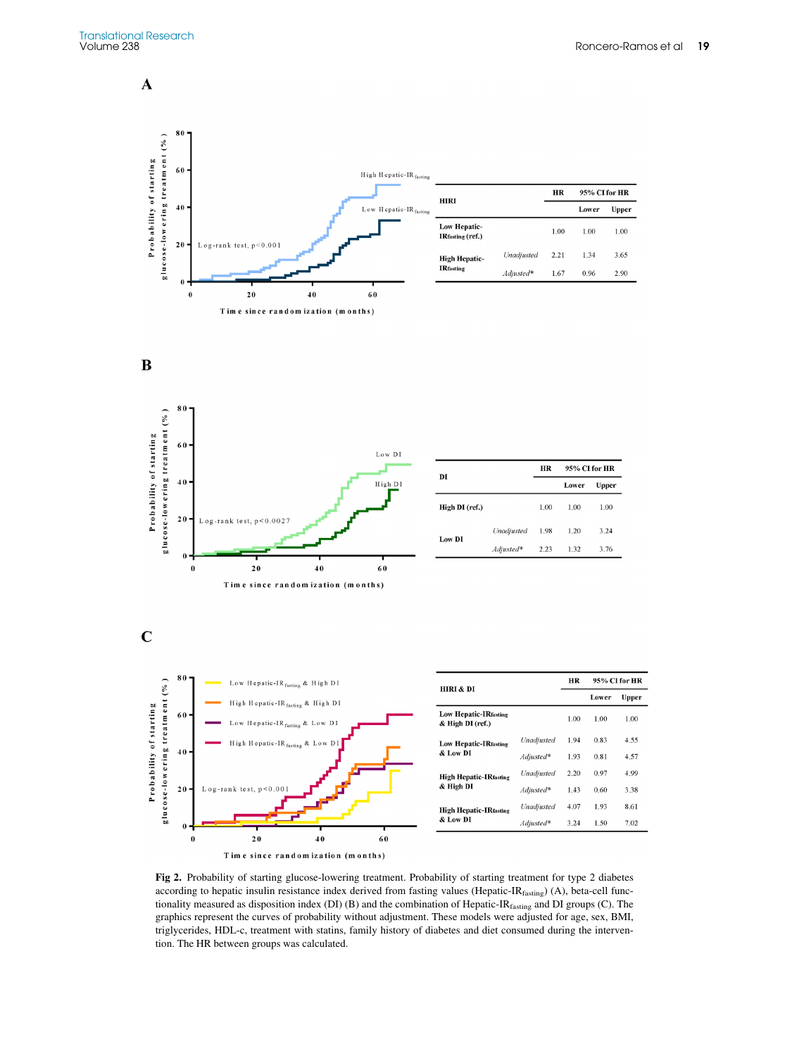**A**

| HIRI | | HR | 95% CI for HR | |
|---|---|---|---|---|
| | | | Lower | Upper |
| Low Hepatic-$IR_{fasting}$ (ref.) | | 1.00 | 1.00 | 1.00 |
| High Hepatic-$IR_{fasting}$ | *Unadjusted* | 2.21 | 1.34 | 3.65 |
| | *Adjusted** | 1.67 | 0.96 | 2.90 |

**B**

| DI | | HR | 95% CI for HR | |
|---|---|---|---|---|
| | | | Lower | Upper |
| High DI (ref.) | | 1.00 | 1.00 | 1.00 |
| Low DI | *Unadjusted* | 1.98 | 1.20 | 3.24 |
| | *Adjusted** | 2.23 | 1.32 | 3.76 |

**C**

| HIRI & DI | | HR | 95% CI for HR | |
|---|---|---|---|---|
| | | | Lower | Upper |
| Low Hepatic-$IR_{fasting}$ & High DI (ref.) | | 1.00 | 1.00 | 1.00 |
| Low Hepatic-$IR_{fasting}$ & Low DI | *Unadjusted* | 1.94 | 0.83 | 4.55 |
| | *Adjusted** | 1.93 | 0.81 | 4.57 |
| High Hepatic-$IR_{fasting}$ & High DI | *Unadjusted* | 2.20 | 0.97 | 4.99 |
| | *Adjusted** | 1.43 | 0.60 | 3.38 |
| High Hepatic-$IR_{fasting}$ & Low DI | *Unadjusted* | 4.07 | 1.93 | 8.61 |
| | *Adjusted** | 3.24 | 1.50 | 7.02 |

**Fig 2.** Probability of starting glucose-lowering treatment. Probability of starting treatment for type 2 diabetes according to hepatic insulin resistance index derived from fasting values (Hepatic-$IR_{fasting}$) (A), beta-cell functionality measured as disposition index (DI) (B) and the combination of Hepatic-$IR_{fasting}$ and DI groups (C). The graphics represent the curves of probability without adjustment. These models were adjusted for age, sex, BMI, triglycerides, HDL-c, treatment with statins, family history of diabetes and diet consumed during the intervention. The HR between groups was calculated.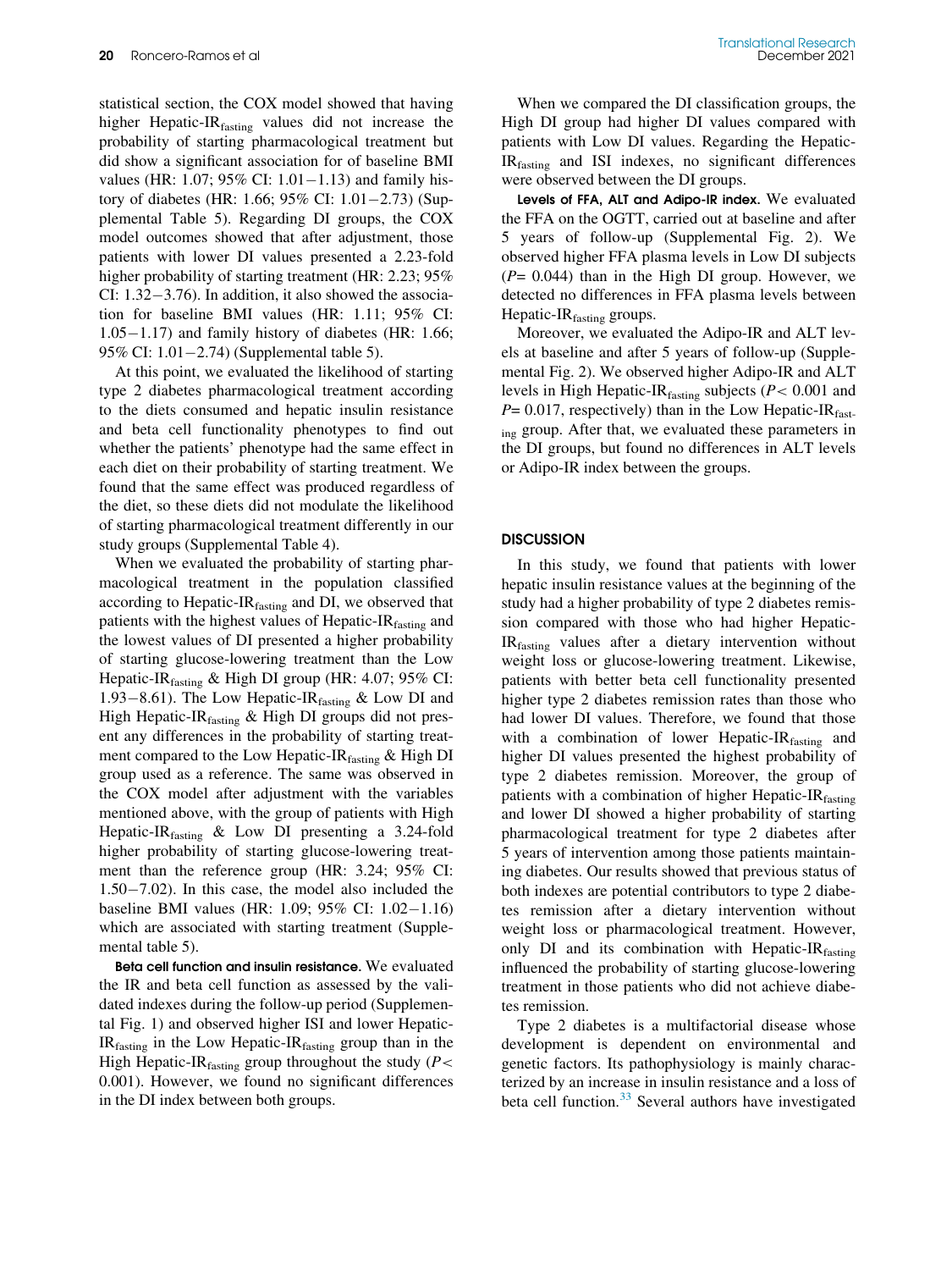statistical section, the COX model showed that having higher Hepatic-$IR_{fasting}$ values did not increase the probability of starting pharmacological treatment but did show a significant association for of baseline BMI values (HR: 1.07; 95% CI: 1.01−1.13) and family history of diabetes (HR: 1.66; 95% CI: 1.01−2.73) (Supplemental Table 5). Regarding DI groups, the COX model outcomes showed that after adjustment, those patients with lower DI values presented a 2.23-fold higher probability of starting treatment (HR: 2.23; 95% CI: 1.32−3.76). In addition, it also showed the association for baseline BMI values (HR: 1.11; 95% CI: 1.05−1.17) and family history of diabetes (HR: 1.66; 95% CI: 1.01−2.74) (Supplemental table 5).

At this point, we evaluated the likelihood of starting type 2 diabetes pharmacological treatment according to the diets consumed and hepatic insulin resistance and beta cell functionality phenotypes to find out whether the patients' phenotype had the same effect in each diet on their probability of starting treatment. We found that the same effect was produced regardless of the diet, so these diets did not modulate the likelihood of starting pharmacological treatment differently in our study groups (Supplemental Table 4).

When we evaluated the probability of starting pharmacological treatment in the population classified according to Hepatic-$IR_{fasting}$ and DI, we observed that patients with the highest values of Hepatic-$IR_{fasting}$ and the lowest values of DI presented a higher probability of starting glucose-lowering treatment than the Low Hepatic-$IR_{fasting}$ & High DI group (HR: 4.07; 95% CI: 1.93−8.61). The Low Hepatic-$IR_{fasting}$ & Low DI and High Hepatic-$IR_{fasting}$ & High DI groups did not present any differences in the probability of starting treatment compared to the Low Hepatic-$IR_{fasting}$ & High DI group used as a reference. The same was observed in the COX model after adjustment with the variables mentioned above, with the group of patients with High Hepatic-$IR_{fasting}$ & Low DI presenting a 3.24-fold higher probability of starting glucose-lowering treatment than the reference group (HR: 3.24; 95% CI: 1.50−7.02). In this case, the model also included the baseline BMI values (HR: 1.09; 95% CI: 1.02−1.16) which are associated with starting treatment (Supplemental table 5).

**Beta cell function and insulin resistance.** We evaluated the IR and beta cell function as assessed by the validated indexes during the follow-up period (Supplemental Fig. 1) and observed higher ISI and lower Hepatic-$IR_{fasting}$ in the Low Hepatic-$IR_{fasting}$ group than in the High Hepatic-$IR_{fasting}$ group throughout the study ($P < 0.001$). However, we found no significant differences in the DI index between both groups.

When we compared the DI classification groups, the High DI group had higher DI values compared with patients with Low DI values. Regarding the Hepatic-$IR_{fasting}$ and ISI indexes, no significant differences were observed between the DI groups.

**Levels of FFA, ALT and Adipo-IR index.** We evaluated the FFA on the OGTT, carried out at baseline and after 5 years of follow-up (Supplemental Fig. 2). We observed higher FFA plasma levels in Low DI subjects ($P = 0.044$) than in the High DI group. However, we detected no differences in FFA plasma levels between Hepatic-$IR_{fasting}$ groups.

Moreover, we evaluated the Adipo-IR and ALT levels at baseline and after 5 years of follow-up (Supplemental Fig. 2). We observed higher Adipo-IR and ALT levels in High Hepatic-$IR_{fasting}$ subjects ($P < 0.001$ and $P = 0.017$, respectively) than in the Low Hepatic-$IR_{fasting}$ group. After that, we evaluated these parameters in the DI groups, but found no differences in ALT levels or Adipo-IR index between the groups.

## DISCUSSION

In this study, we found that patients with lower hepatic insulin resistance values at the beginning of the study had a higher probability of type 2 diabetes remission compared with those who had higher Hepatic-$IR_{fasting}$ values after a dietary intervention without weight loss or glucose-lowering treatment. Likewise, patients with better beta cell functionality presented higher type 2 diabetes remission rates than those who had lower DI values. Therefore, we found that those with a combination of lower Hepatic-$IR_{fasting}$ and higher DI values presented the highest probability of type 2 diabetes remission. Moreover, the group of patients with a combination of higher Hepatic-$IR_{fasting}$ and lower DI showed a higher probability of starting pharmacological treatment for type 2 diabetes after 5 years of intervention among those patients maintaining diabetes. Our results showed that previous status of both indexes are potential contributors to type 2 diabetes remission after a dietary intervention without weight loss or pharmacological treatment. However, only DI and its combination with Hepatic-$IR_{fasting}$ influenced the probability of starting glucose-lowering treatment in those patients who did not achieve diabetes remission.

Type 2 diabetes is a multifactorial disease whose development is dependent on environmental and genetic factors. Its pathophysiology is mainly characterized by an increase in insulin resistance and a loss of beta cell function.[33] Several authors have investigated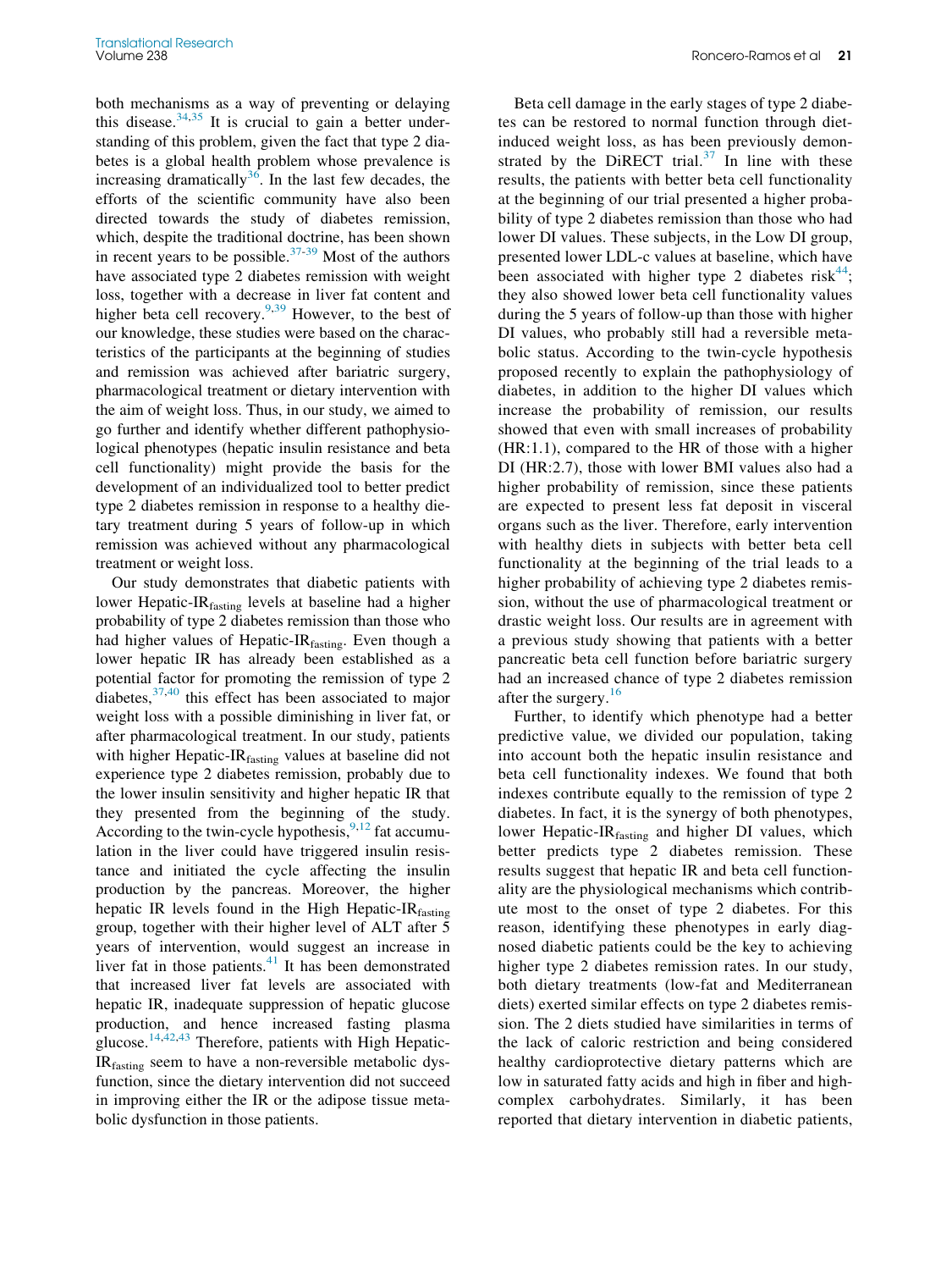both mechanisms as a way of preventing or delaying this disease.[34,35] It is crucial to gain a better understanding of this problem, given the fact that type 2 diabetes is a global health problem whose prevalence is increasing dramatically[36]. In the last few decades, the efforts of the scientific community have also been directed towards the study of diabetes remission, which, despite the traditional doctrine, has been shown in recent years to be possible.[37-39] Most of the authors have associated type 2 diabetes remission with weight loss, together with a decrease in liver fat content and higher beta cell recovery.[9,39] However, to the best of our knowledge, these studies were based on the characteristics of the participants at the beginning of studies and remission was achieved after bariatric surgery, pharmacological treatment or dietary intervention with the aim of weight loss. Thus, in our study, we aimed to go further and identify whether different pathophysiological phenotypes (hepatic insulin resistance and beta cell functionality) might provide the basis for the development of an individualized tool to better predict type 2 diabetes remission in response to a healthy dietary treatment during 5 years of follow-up in which remission was achieved without any pharmacological treatment or weight loss.

Our study demonstrates that diabetic patients with lower Hepatic-$IR_{fasting}$ levels at baseline had a higher probability of type 2 diabetes remission than those who had higher values of Hepatic-$IR_{fasting}$. Even though a lower hepatic IR has already been established as a potential factor for promoting the remission of type 2 diabetes,[37,40] this effect has been associated to major weight loss with a possible diminishing in liver fat, or after pharmacological treatment. In our study, patients with higher Hepatic-$IR_{fasting}$ values at baseline did not experience type 2 diabetes remission, probably due to the lower insulin sensitivity and higher hepatic IR that they presented from the beginning of the study. According to the twin-cycle hypothesis,[9,12] fat accumulation in the liver could have triggered insulin resistance and initiated the cycle affecting the insulin production by the pancreas. Moreover, the higher hepatic IR levels found in the High Hepatic-$IR_{fasting}$ group, together with their higher level of ALT after 5 years of intervention, would suggest an increase in liver fat in those patients.[41] It has been demonstrated that increased liver fat levels are associated with hepatic IR, inadequate suppression of hepatic glucose production, and hence increased fasting plasma glucose.[14,42,43] Therefore, patients with High Hepatic-$IR_{fasting}$ seem to have a non-reversible metabolic dysfunction, since the dietary intervention did not succeed in improving either the IR or the adipose tissue metabolic dysfunction in those patients.

Beta cell damage in the early stages of type 2 diabetes can be restored to normal function through diet-induced weight loss, as has been previously demonstrated by the DiRECT trial.[37] In line with these results, the patients with better beta cell functionality at the beginning of our trial presented a higher probability of type 2 diabetes remission than those who had lower DI values. These subjects, in the Low DI group, presented lower LDL-c values at baseline, which have been associated with higher type 2 diabetes risk[44]; they also showed lower beta cell functionality values during the 5 years of follow-up than those with higher DI values, who probably still had a reversible metabolic status. According to the twin-cycle hypothesis proposed recently to explain the pathophysiology of diabetes, in addition to the higher DI values which increase the probability of remission, our results showed that even with small increases of probability (HR:1.1), compared to the HR of those with a higher DI (HR:2.7), those with lower BMI values also had a higher probability of remission, since these patients are expected to present less fat deposit in visceral organs such as the liver. Therefore, early intervention with healthy diets in subjects with better beta cell functionality at the beginning of the trial leads to a higher probability of achieving type 2 diabetes remission, without the use of pharmacological treatment or drastic weight loss. Our results are in agreement with a previous study showing that patients with a better pancreatic beta cell function before bariatric surgery had an increased chance of type 2 diabetes remission after the surgery.[16]

Further, to identify which phenotype had a better predictive value, we divided our population, taking into account both the hepatic insulin resistance and beta cell functionality indexes. We found that both indexes contribute equally to the remission of type 2 diabetes. In fact, it is the synergy of both phenotypes, lower Hepatic-$IR_{fasting}$ and higher DI values, which better predicts type 2 diabetes remission. These results suggest that hepatic IR and beta cell functionality are the physiological mechanisms which contribute most to the onset of type 2 diabetes. For this reason, identifying these phenotypes in early diagnosed diabetic patients could be the key to achieving higher type 2 diabetes remission rates. In our study, both dietary treatments (low-fat and Mediterranean diets) exerted similar effects on type 2 diabetes remission. The 2 diets studied have similarities in terms of the lack of caloric restriction and being considered healthy cardioprotective dietary patterns which are low in saturated fatty acids and high in fiber and high-complex carbohydrates. Similarly, it has been reported that dietary intervention in diabetic patients,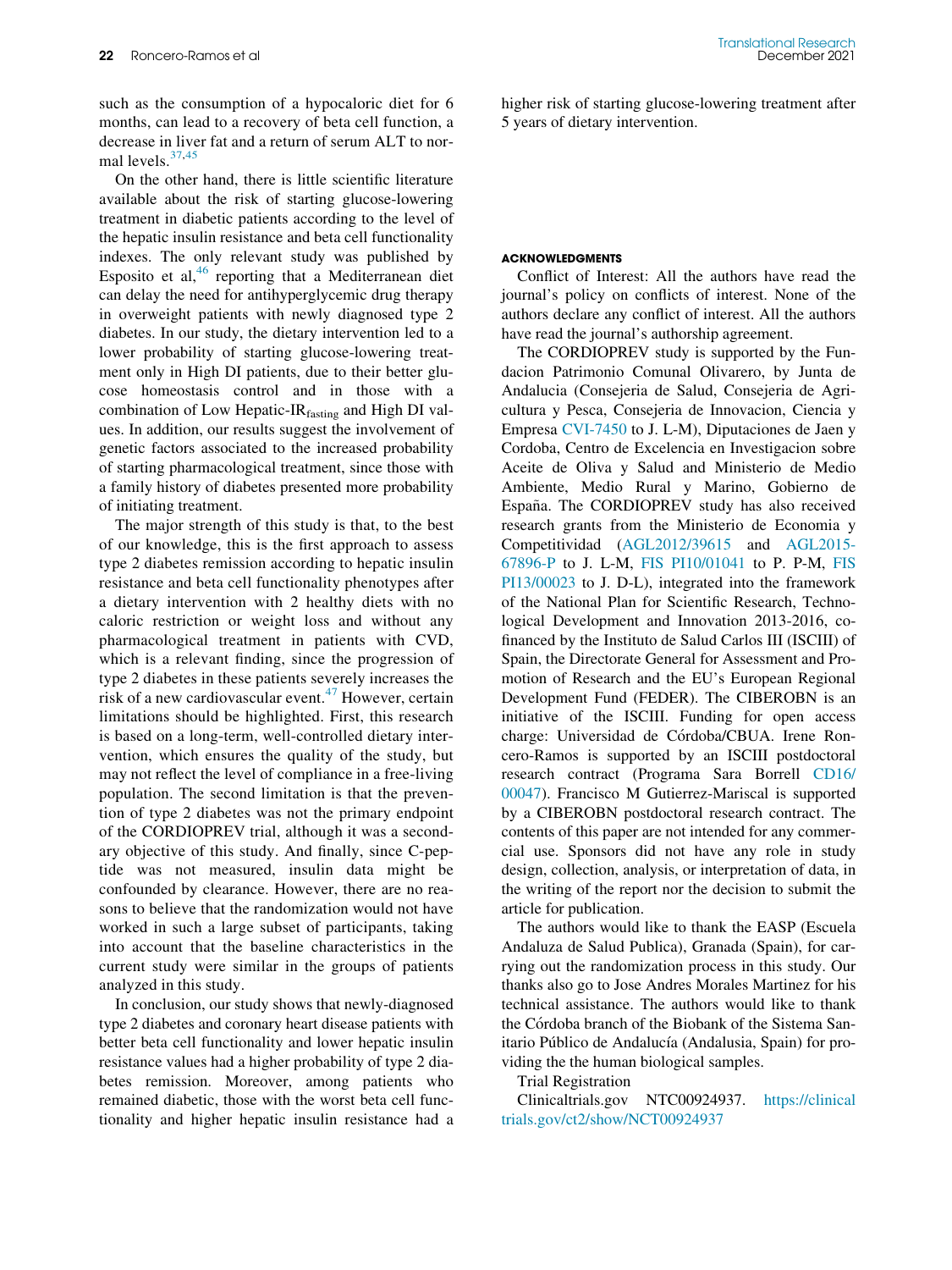such as the consumption of a hypocaloric diet for 6 months, can lead to a recovery of beta cell function, a decrease in liver fat and a return of serum ALT to normal levels.[37,45]

On the other hand, there is little scientific literature available about the risk of starting glucose-lowering treatment in diabetic patients according to the level of the hepatic insulin resistance and beta cell functionality indexes. The only relevant study was published by Esposito et al,[46] reporting that a Mediterranean diet can delay the need for antihyperglycemic drug therapy in overweight patients with newly diagnosed type 2 diabetes. In our study, the dietary intervention led to a lower probability of starting glucose-lowering treatment only in High DI patients, due to their better glucose homeostasis control and in those with a combination of Low Hepatic-$IR_{fasting}$ and High DI values. In addition, our results suggest the involvement of genetic factors associated to the increased probability of starting pharmacological treatment, since those with a family history of diabetes presented more probability of initiating treatment.

The major strength of this study is that, to the best of our knowledge, this is the first approach to assess type 2 diabetes remission according to hepatic insulin resistance and beta cell functionality phenotypes after a dietary intervention with 2 healthy diets with no caloric restriction or weight loss and without any pharmacological treatment in patients with CVD, which is a relevant finding, since the progression of type 2 diabetes in these patients severely increases the risk of a new cardiovascular event.[47] However, certain limitations should be highlighted. First, this research is based on a long-term, well-controlled dietary intervention, which ensures the quality of the study, but may not reflect the level of compliance in a free-living population. The second limitation is that the prevention of type 2 diabetes was not the primary endpoint of the CORDIOPREV trial, although it was a secondary objective of this study. And finally, since C-peptide was not measured, insulin data might be confounded by clearance. However, there are no reasons to believe that the randomization would not have worked in such a large subset of participants, taking into account that the baseline characteristics in the current study were similar in the groups of patients analyzed in this study.

In conclusion, our study shows that newly-diagnosed type 2 diabetes and coronary heart disease patients with better beta cell functionality and lower hepatic insulin resistance values had a higher probability of type 2 diabetes remission. Moreover, among patients who remained diabetic, those with the worst beta cell functionality and higher hepatic insulin resistance had a higher risk of starting glucose-lowering treatment after 5 years of dietary intervention.

## ACKNOWLEDGMENTS

Conflict of Interest: All the authors have read the journal's policy on conflicts of interest. None of the authors declare any conflict of interest. All the authors have read the journal's authorship agreement.

The CORDIOPREV study is supported by the Fundacion Patrimonio Comunal Olivarero, by Junta de Andalucia (Consejeria de Salud, Consejeria de Agricultura y Pesca, Consejeria de Innovacion, Ciencia y Empresa CVI-7450 to J. L-M), Diputaciones de Jaen y Cordoba, Centro de Excelencia en Investigacion sobre Aceite de Oliva y Salud and Ministerio de Medio Ambiente, Medio Rural y Marino, Gobierno de España. The CORDIOPREV study has also received research grants from the Ministerio de Economia y Competitividad (AGL2012/39615 and AGL2015-67896-P to J. L-M, FIS PI10/01041 to P. P-M, FIS PI13/00023 to J. D-L), integrated into the framework of the National Plan for Scientific Research, Technological Development and Innovation 2013-2016, cofinanced by the Instituto de Salud Carlos III (ISCIII) of Spain, the Directorate General for Assessment and Promotion of Research and the EU's European Regional Development Fund (FEDER). The CIBEROBN is an initiative of the ISCIII. Funding for open access charge: Universidad de Córdoba/CBUA. Irene Roncero-Ramos is supported by an ISCIII postdoctoral research contract (Programa Sara Borrell CD16/00047). Francisco M Gutierrez-Mariscal is supported by a CIBEROBN postdoctoral research contract. The contents of this paper are not intended for any commercial use. Sponsors did not have any role in study design, collection, analysis, or interpretation of data, in the writing of the report nor the decision to submit the article for publication.

The authors would like to thank the EASP (Escuela Andaluza de Salud Publica), Granada (Spain), for carrying out the randomization process in this study. Our thanks also go to Jose Andres Morales Martinez for his technical assistance. The authors would like to thank the Córdoba branch of the Biobank of the Sistema Sanitario Público de Andalucía (Andalusia, Spain) for providing the the human biological samples.

Trial Registration

Clinicaltrials.gov NTC00924937. https://clinicaltrials.gov/ct2/show/NCT00924937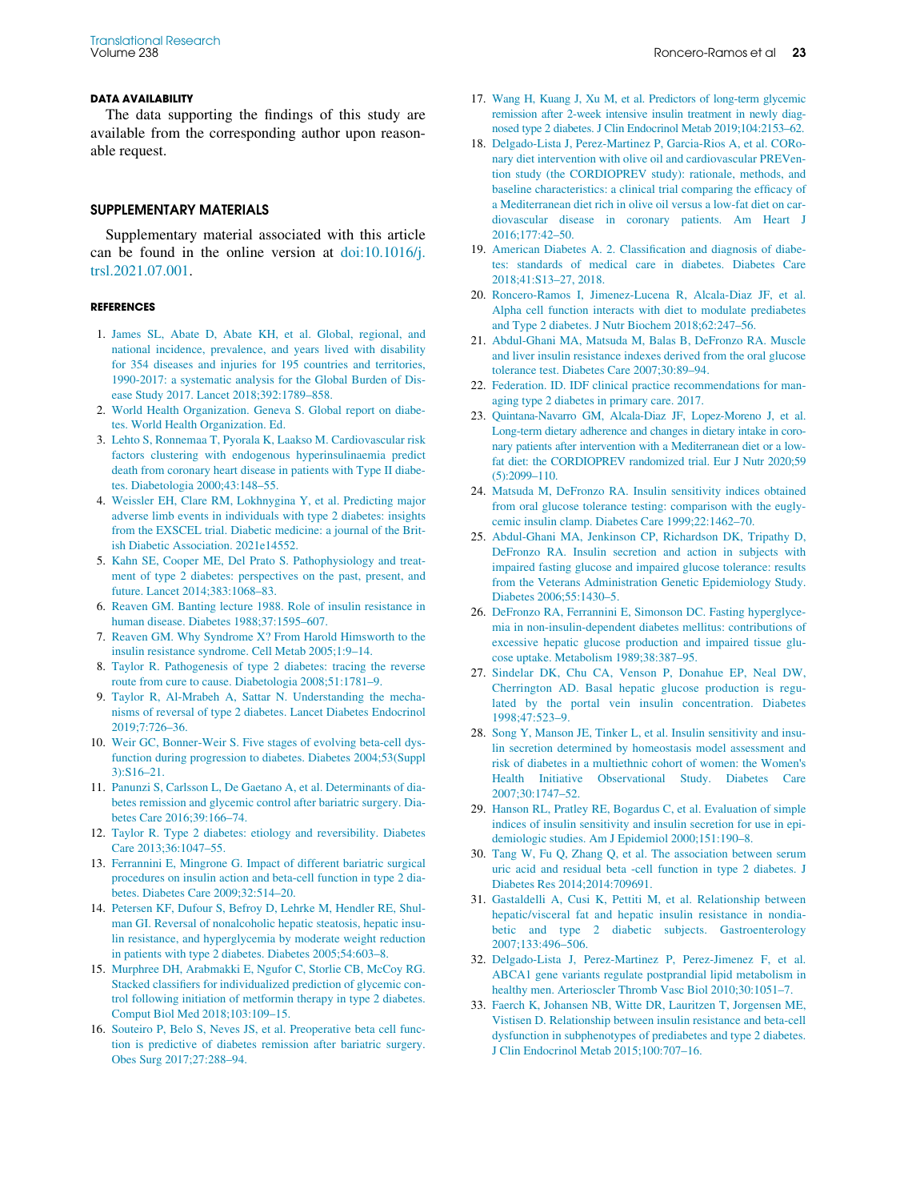## DATA AVAILABILITY

The data supporting the findings of this study are available from the corresponding author upon reasonable request.

## SUPPLEMENTARY MATERIALS

Supplementary material associated with this article can be found in the online version at doi:10.1016/j.trsl.2021.07.001.

## REFERENCES

1. James SL, Abate D, Abate KH, et al. Global, regional, and national incidence, prevalence, and years lived with disability for 354 diseases and injuries for 195 countries and territories, 1990-2017: a systematic analysis for the Global Burden of Disease Study 2017. Lancet 2018;392:1789–858.
2. World Health Organization. Geneva S. Global report on diabetes. World Health Organization. Ed.
3. Lehto S, Ronnemaa T, Pyorala K, Laakso M. Cardiovascular risk factors clustering with endogenous hyperinsulinaemia predict death from coronary heart disease in patients with Type II diabetes. Diabetologia 2000;43:148–55.
4. Weissler EH, Clare RM, Lokhnygina Y, et al. Predicting major adverse limb events in individuals with type 2 diabetes: insights from the EXSCEL trial. Diabetic medicine: a journal of the British Diabetic Association. 2021e14552.
5. Kahn SE, Cooper ME, Del Prato S. Pathophysiology and treatment of type 2 diabetes: perspectives on the past, present, and future. Lancet 2014;383:1068–83.
6. Reaven GM. Banting lecture 1988. Role of insulin resistance in human disease. Diabetes 1988;37:1595–607.
7. Reaven GM. Why Syndrome X? From Harold Himsworth to the insulin resistance syndrome. Cell Metab 2005;1:9–14.
8. Taylor R. Pathogenesis of type 2 diabetes: tracing the reverse route from cure to cause. Diabetologia 2008;51:1781–9.
9. Taylor R, Al-Mrabeh A, Sattar N. Understanding the mechanisms of reversal of type 2 diabetes. Lancet Diabetes Endocrinol 2019;7:726–36.
10. Weir GC, Bonner-Weir S. Five stages of evolving beta-cell dysfunction during progression to diabetes. Diabetes 2004;53(Suppl 3):S16–21.
11. Panunzi S, Carlsson L, De Gaetano A, et al. Determinants of diabetes remission and glycemic control after bariatric surgery. Diabetes Care 2016;39:166–74.
12. Taylor R. Type 2 diabetes: etiology and reversibility. Diabetes Care 2013;36:1047–55.
13. Ferrannini E, Mingrone G. Impact of different bariatric surgical procedures on insulin action and beta-cell function in type 2 diabetes. Diabetes Care 2009;32:514–20.
14. Petersen KF, Dufour S, Befroy D, Lehrke M, Hendler RE, Shulman GI. Reversal of nonalcoholic hepatic steatosis, hepatic insulin resistance, and hyperglycemia by moderate weight reduction in patients with type 2 diabetes. Diabetes 2005;54:603–8.
15. Murphree DH, Arabmakki E, Ngufor C, Storlie CB, McCoy RG. Stacked classifiers for individualized prediction of glycemic control following initiation of metformin therapy in type 2 diabetes. Comput Biol Med 2018;103:109–15.
16. Souteiro P, Belo S, Neves JS, et al. Preoperative beta cell function is predictive of diabetes remission after bariatric surgery. Obes Surg 2017;27:288–94.
17. Wang H, Kuang J, Xu M, et al. Predictors of long-term glycemic remission after 2-week intensive insulin treatment in newly diagnosed type 2 diabetes. J Clin Endocrinol Metab 2019;104:2153–62.
18. Delgado-Lista J, Perez-Martinez P, Garcia-Rios A, et al. CORonary diet intervention with olive oil and cardiovascular PREVention study (the CORDIOPREV study): rationale, methods, and baseline characteristics: a clinical trial comparing the efficacy of a Mediterranean diet rich in olive oil versus a low-fat diet on cardiovascular disease in coronary patients. Am Heart J 2016;177:42–50.
19. American Diabetes A. 2. Classification and diagnosis of diabetes: standards of medical care in diabetes. Diabetes Care 2018;41:S13–27, 2018.
20. Roncero-Ramos I, Jimenez-Lucena R, Alcala-Diaz JF, et al. Alpha cell function interacts with diet to modulate prediabetes and Type 2 diabetes. J Nutr Biochem 2018;62:247–56.
21. Abdul-Ghani MA, Matsuda M, Balas B, DeFronzo RA. Muscle and liver insulin resistance indexes derived from the oral glucose tolerance test. Diabetes Care 2007;30:89–94.
22. Federation. ID. IDF clinical practice recommendations for managing type 2 diabetes in primary care. 2017.
23. Quintana-Navarro GM, Alcala-Diaz JF, Lopez-Moreno J, et al. Long-term dietary adherence and changes in dietary intake in coronary patients after intervention with a Mediterranean diet or a low-fat diet: the CORDIOPREV randomized trial. Eur J Nutr 2020;59(5):2099–110.
24. Matsuda M, DeFronzo RA. Insulin sensitivity indices obtained from oral glucose tolerance testing: comparison with the euglycemic insulin clamp. Diabetes Care 1999;22:1462–70.
25. Abdul-Ghani MA, Jenkinson CP, Richardson DK, Tripathy D, DeFronzo RA. Insulin secretion and action in subjects with impaired fasting glucose and impaired glucose tolerance: results from the Veterans Administration Genetic Epidemiology Study. Diabetes 2006;55:1430–5.
26. DeFronzo RA, Ferrannini E, Simonson DC. Fasting hyperglycemia in non-insulin-dependent diabetes mellitus: contributions of excessive hepatic glucose production and impaired tissue glucose uptake. Metabolism 1989;38:387–95.
27. Sindelar DK, Chu CA, Venson P, Donahue EP, Neal DW, Cherrington AD. Basal hepatic glucose production is regulated by the portal vein insulin concentration. Diabetes 1998;47:523–9.
28. Song Y, Manson JE, Tinker L, et al. Insulin sensitivity and insulin secretion determined by homeostasis model assessment and risk of diabetes in a multiethnic cohort of women: the Women's Health Initiative Observational Study. Diabetes Care 2007;30:1747–52.
29. Hanson RL, Pratley RE, Bogardus C, et al. Evaluation of simple indices of insulin sensitivity and insulin secretion for use in epidemiologic studies. Am J Epidemiol 2000;151:190–8.
30. Tang W, Fu Q, Zhang Q, et al. The association between serum uric acid and residual beta -cell function in type 2 diabetes. J Diabetes Res 2014;2014:709691.
31. Gastaldelli A, Cusi K, Pettiti M, et al. Relationship between hepatic/visceral fat and hepatic insulin resistance in nondiabetic and type 2 diabetic subjects. Gastroenterology 2007;133:496–506.
32. Delgado-Lista J, Perez-Martinez P, Perez-Jimenez F, et al. ABCA1 gene variants regulate postprandial lipid metabolism in healthy men. Arterioscler Thromb Vasc Biol 2010;30:1051–7.
33. Faerch K, Johansen NB, Witte DR, Lauritzen T, Jorgensen ME, Vistisen D. Relationship between insulin resistance and beta-cell dysfunction in subphenotypes of prediabetes and type 2 diabetes. J Clin Endocrinol Metab 2015;100:707–16.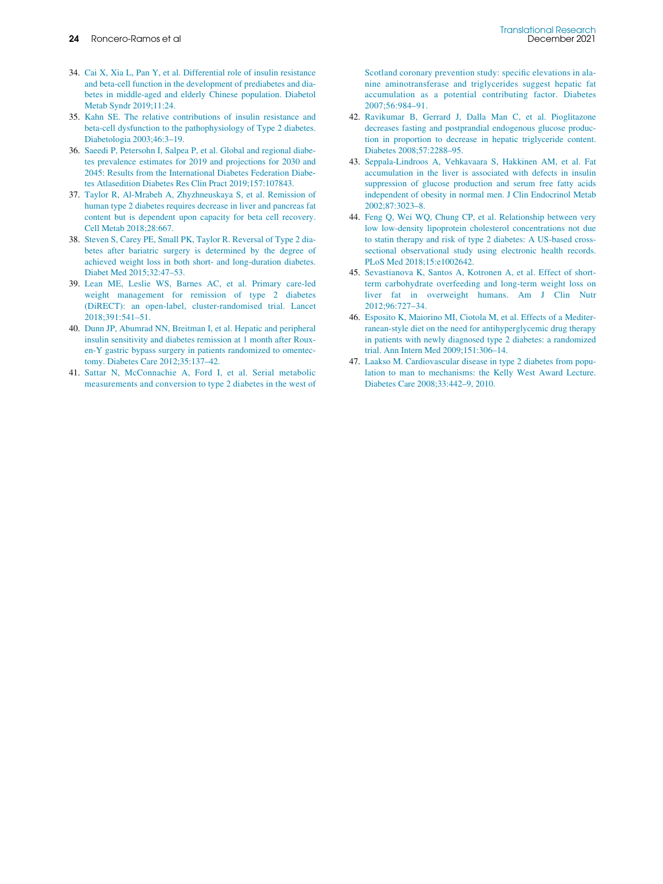34. Cai X, Xia L, Pan Y, et al. Differential role of insulin resistance and beta-cell function in the development of prediabetes and diabetes in middle-aged and elderly Chinese population. Diabetol Metab Syndr 2019;11:24.
35. Kahn SE. The relative contributions of insulin resistance and beta-cell dysfunction to the pathophysiology of Type 2 diabetes. Diabetologia 2003;46:3–19.
36. Saeedi P, Petersohn I, Salpea P, et al. Global and regional diabetes prevalence estimates for 2019 and projections for 2030 and 2045: Results from the International Diabetes Federation Diabetes Atlasedition Diabetes Res Clin Pract 2019;157:107843.
37. Taylor R, Al-Mrabeh A, Zhyzhneuskaya S, et al. Remission of human type 2 diabetes requires decrease in liver and pancreas fat content but is dependent upon capacity for beta cell recovery. Cell Metab 2018;28:667.
38. Steven S, Carey PE, Small PK, Taylor R. Reversal of Type 2 diabetes after bariatric surgery is determined by the degree of achieved weight loss in both short- and long-duration diabetes. Diabet Med 2015;32:47–53.
39. Lean ME, Leslie WS, Barnes AC, et al. Primary care-led weight management for remission of type 2 diabetes (DiRECT): an open-label, cluster-randomised trial. Lancet 2018;391:541–51.
40. Dunn JP, Abumrad NN, Breitman I, et al. Hepatic and peripheral insulin sensitivity and diabetes remission at 1 month after Roux-en-Y gastric bypass surgery in patients randomized to omentectomy. Diabetes Care 2012;35:137–42.
41. Sattar N, McConnachie A, Ford I, et al. Serial metabolic measurements and conversion to type 2 diabetes in the west of Scotland coronary prevention study: specific elevations in alanine aminotransferase and triglycerides suggest hepatic fat accumulation as a potential contributing factor. Diabetes 2007;56:984–91.
42. Ravikumar B, Gerrard J, Dalla Man C, et al. Pioglitazone decreases fasting and postprandial endogenous glucose production in proportion to decrease in hepatic triglyceride content. Diabetes 2008;57:2288–95.
43. Seppala-Lindroos A, Vehkavaara S, Hakkinen AM, et al. Fat accumulation in the liver is associated with defects in insulin suppression of glucose production and serum free fatty acids independent of obesity in normal men. J Clin Endocrinol Metab 2002;87:3023–8.
44. Feng Q, Wei WQ, Chung CP, et al. Relationship between very low low-density lipoprotein cholesterol concentrations not due to statin therapy and risk of type 2 diabetes: A US-based cross-sectional observational study using electronic health records. PLoS Med 2018;15:e1002642.
45. Sevastianova K, Santos A, Kotronen A, et al. Effect of short-term carbohydrate overfeeding and long-term weight loss on liver fat in overweight humans. Am J Clin Nutr 2012;96:727–34.
46. Esposito K, Maiorino MI, Ciotola M, et al. Effects of a Mediterranean-style diet on the need for antihyperglycemic drug therapy in patients with newly diagnosed type 2 diabetes: a randomized trial. Ann Intern Med 2009;151:306–14.
47. Laakso M. Cardiovascular disease in type 2 diabetes from population to man to mechanisms: the Kelly West Award Lecture. Diabetes Care 2008;33:442–9, 2010.